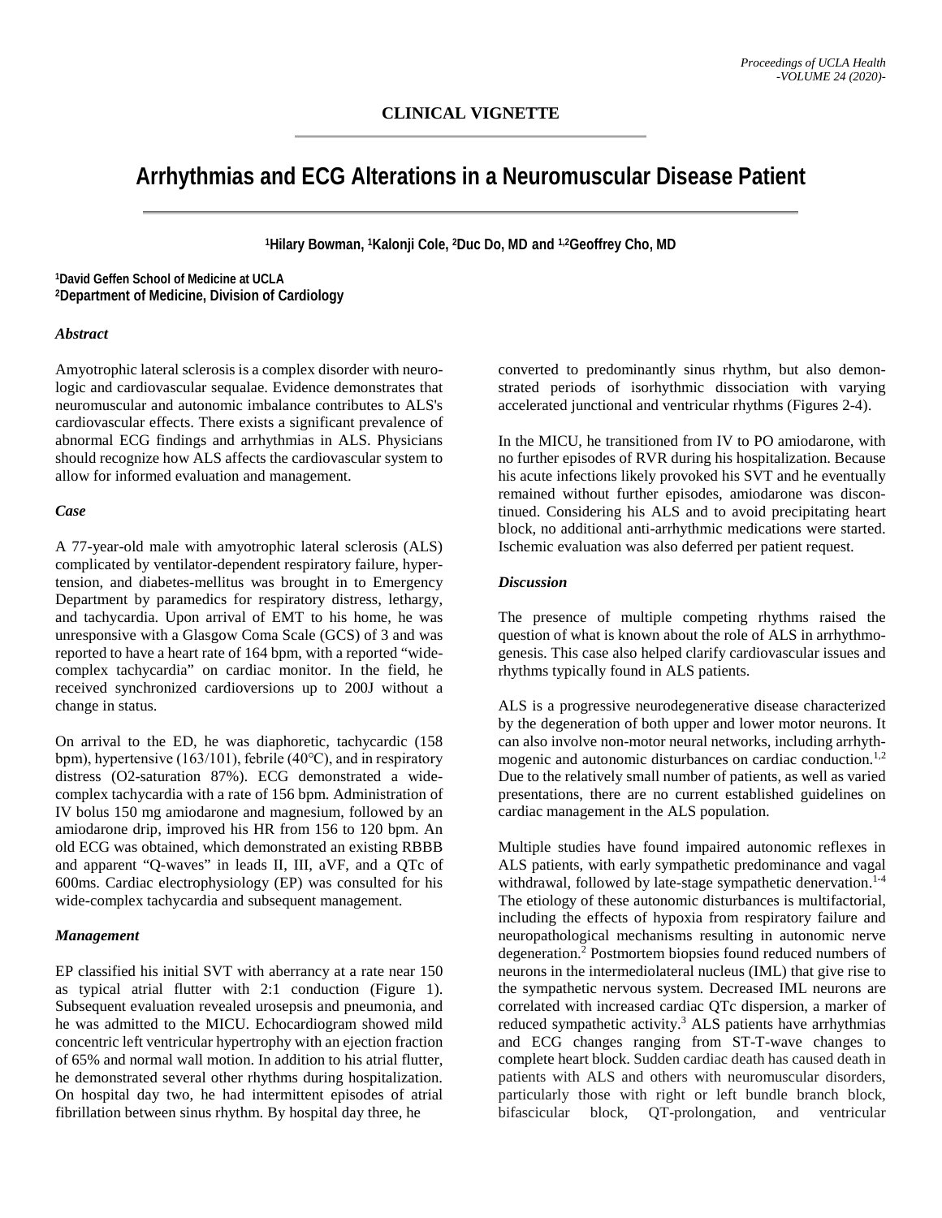CLINICAL VIGNETTE

# Arrhythmias and ECG Alterations in a Neuromuscular Disease Patient

[1]Hilary Bowman, [1]Kalonji Cole, [2]Duc Do, MD and [1,2]Geoffrey Cho, MD

[1]David Geffen School of Medicine at UCLA
[2]Department of Medicine, Division of Cardiology

### *Abstract*

Amyotrophic lateral sclerosis is a complex disorder with neurologic and cardiovascular sequalae. Evidence demonstrates that neuromuscular and autonomic imbalance contributes to ALS's cardiovascular effects. There exists a significant prevalence of abnormal ECG findings and arrhythmias in ALS. Physicians should recognize how ALS affects the cardiovascular system to allow for informed evaluation and management.

### *Case*

A 77-year-old male with amyotrophic lateral sclerosis (ALS) complicated by ventilator-dependent respiratory failure, hypertension, and diabetes-mellitus was brought in to Emergency Department by paramedics for respiratory distress, lethargy, and tachycardia. Upon arrival of EMT to his home, he was unresponsive with a Glasgow Coma Scale (GCS) of 3 and was reported to have a heart rate of 164 bpm, with a reported "wide-complex tachycardia" on cardiac monitor. In the field, he received synchronized cardioversions up to 200J without a change in status.

On arrival to the ED, he was diaphoretic, tachycardic (158 bpm), hypertensive (163/101), febrile (40°C), and in respiratory distress (O2-saturation 87%). ECG demonstrated a wide-complex tachycardia with a rate of 156 bpm. Administration of IV bolus 150 mg amiodarone and magnesium, followed by an amiodarone drip, improved his HR from 156 to 120 bpm. An old ECG was obtained, which demonstrated an existing RBBB and apparent "Q-waves" in leads II, III, aVF, and a QTc of 600ms. Cardiac electrophysiology (EP) was consulted for his wide-complex tachycardia and subsequent management.

### *Management*

EP classified his initial SVT with aberrancy at a rate near 150 as typical atrial flutter with 2:1 conduction (Figure 1). Subsequent evaluation revealed urosepsis and pneumonia, and he was admitted to the MICU. Echocardiogram showed mild concentric left ventricular hypertrophy with an ejection fraction of 65% and normal wall motion. In addition to his atrial flutter, he demonstrated several other rhythms during hospitalization. On hospital day two, he had intermittent episodes of atrial fibrillation between sinus rhythm. By hospital day three, he converted to predominantly sinus rhythm, but also demonstrated periods of isorhythmic dissociation with varying accelerated junctional and ventricular rhythms (Figures 2-4).

In the MICU, he transitioned from IV to PO amiodarone, with no further episodes of RVR during his hospitalization. Because his acute infections likely provoked his SVT and he eventually remained without further episodes, amiodarone was discontinued. Considering his ALS and to avoid precipitating heart block, no additional anti-arrhythmic medications were started. Ischemic evaluation was also deferred per patient request.

### *Discussion*

The presence of multiple competing rhythms raised the question of what is known about the role of ALS in arrhythmogenesis. This case also helped clarify cardiovascular issues and rhythms typically found in ALS patients.

ALS is a progressive neurodegenerative disease characterized by the degeneration of both upper and lower motor neurons. It can also involve non-motor neural networks, including arrhythmogenic and autonomic disturbances on cardiac conduction.[1,2] Due to the relatively small number of patients, as well as varied presentations, there are no current established guidelines on cardiac management in the ALS population.

Multiple studies have found impaired autonomic reflexes in ALS patients, with early sympathetic predominance and vagal withdrawal, followed by late-stage sympathetic denervation.[1-4] The etiology of these autonomic disturbances is multifactorial, including the effects of hypoxia from respiratory failure and neuropathological mechanisms resulting in autonomic nerve degeneration.[2] Postmortem biopsies found reduced numbers of neurons in the intermediolateral nucleus (IML) that give rise to the sympathetic nervous system. Decreased IML neurons are correlated with increased cardiac QTc dispersion, a marker of reduced sympathetic activity.[3] ALS patients have arrhythmias and ECG changes ranging from ST-T-wave changes to complete heart block. Sudden cardiac death has caused death in patients with ALS and others with neuromuscular disorders, particularly those with right or left bundle branch block, bifascicular block, QT-prolongation, and ventricular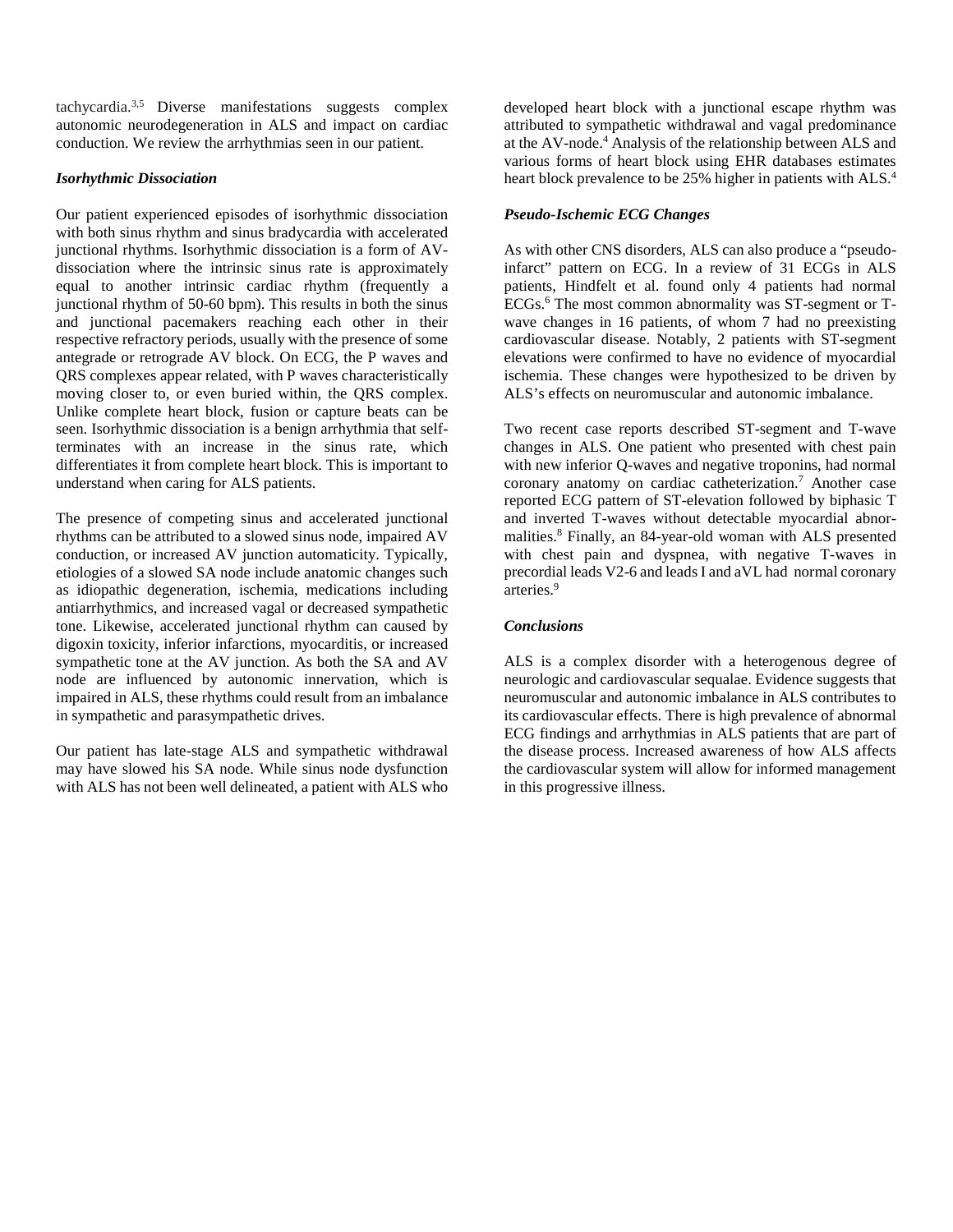tachycardia.[3,5] Diverse manifestations suggests complex autonomic neurodegeneration in ALS and impact on cardiac conduction. We review the arrhythmias seen in our patient.

***Isorhythmic Dissociation***

Our patient experienced episodes of isorhythmic dissociation with both sinus rhythm and sinus bradycardia with accelerated junctional rhythms. Isorhythmic dissociation is a form of AV-dissociation where the intrinsic sinus rate is approximately equal to another intrinsic cardiac rhythm (frequently a junctional rhythm of 50-60 bpm). This results in both the sinus and junctional pacemakers reaching each other in their respective refractory periods, usually with the presence of some antegrade or retrograde AV block. On ECG, the P waves and QRS complexes appear related, with P waves characteristically moving closer to, or even buried within, the QRS complex. Unlike complete heart block, fusion or capture beats can be seen. Isorhythmic dissociation is a benign arrhythmia that self-terminates with an increase in the sinus rate, which differentiates it from complete heart block. This is important to understand when caring for ALS patients.

The presence of competing sinus and accelerated junctional rhythms can be attributed to a slowed sinus node, impaired AV conduction, or increased AV junction automaticity. Typically, etiologies of a slowed SA node include anatomic changes such as idiopathic degeneration, ischemia, medications including antiarrhythmics, and increased vagal or decreased sympathetic tone. Likewise, accelerated junctional rhythm can caused by digoxin toxicity, inferior infarctions, myocarditis, or increased sympathetic tone at the AV junction. As both the SA and AV node are influenced by autonomic innervation, which is impaired in ALS, these rhythms could result from an imbalance in sympathetic and parasympathetic drives.

Our patient has late-stage ALS and sympathetic withdrawal may have slowed his SA node. While sinus node dysfunction with ALS has not been well delineated, a patient with ALS who developed heart block with a junctional escape rhythm was attributed to sympathetic withdrawal and vagal predominance at the AV-node.[4] Analysis of the relationship between ALS and various forms of heart block using EHR databases estimates heart block prevalence to be 25% higher in patients with ALS.[4]

***Pseudo-Ischemic ECG Changes***

As with other CNS disorders, ALS can also produce a "pseudo-infarct" pattern on ECG. In a review of 31 ECGs in ALS patients, Hindfelt et al. found only 4 patients had normal ECGs.[6] The most common abnormality was ST-segment or T-wave changes in 16 patients, of whom 7 had no preexisting cardiovascular disease. Notably, 2 patients with ST-segment elevations were confirmed to have no evidence of myocardial ischemia. These changes were hypothesized to be driven by ALS's effects on neuromuscular and autonomic imbalance.

Two recent case reports described ST-segment and T-wave changes in ALS. One patient who presented with chest pain with new inferior Q-waves and negative troponins, had normal coronary anatomy on cardiac catheterization.[7] Another case reported ECG pattern of ST-elevation followed by biphasic T and inverted T-waves without detectable myocardial abnormalities.[8] Finally, an 84-year-old woman with ALS presented with chest pain and dyspnea, with negative T-waves in precordial leads V2-6 and leads I and aVL had normal coronary arteries.[9]

***Conclusions***

ALS is a complex disorder with a heterogenous degree of neurologic and cardiovascular sequalae. Evidence suggests that neuromuscular and autonomic imbalance in ALS contributes to its cardiovascular effects. There is high prevalence of abnormal ECG findings and arrhythmias in ALS patients that are part of the disease process. Increased awareness of how ALS affects the cardiovascular system will allow for informed management in this progressive illness.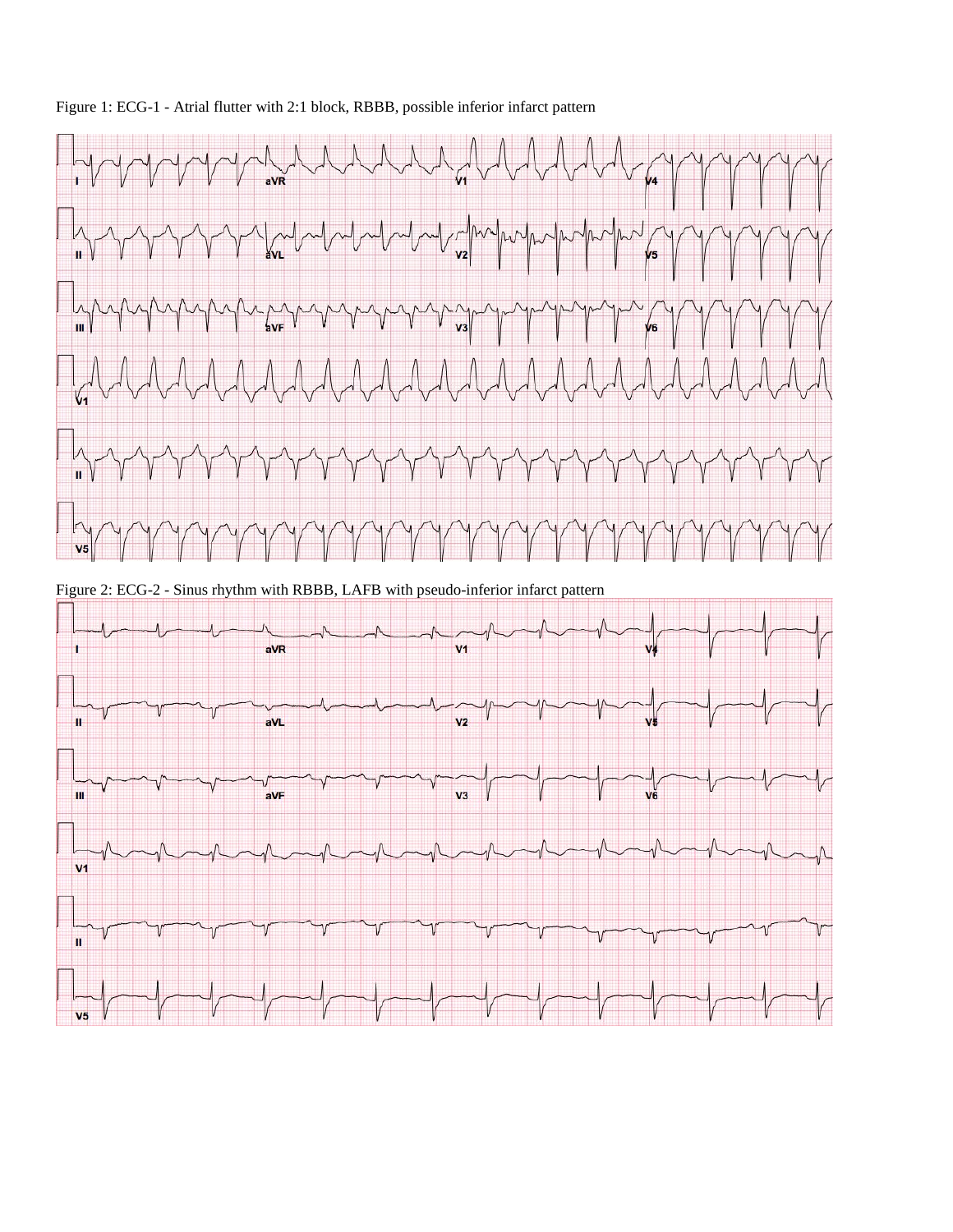Figure 1: ECG-1 - Atrial flutter with 2:1 block, RBBB, possible inferior infarct pattern

Figure 2: ECG-2 - Sinus rhythm with RBBB, LAFB with pseudo-inferior infarct pattern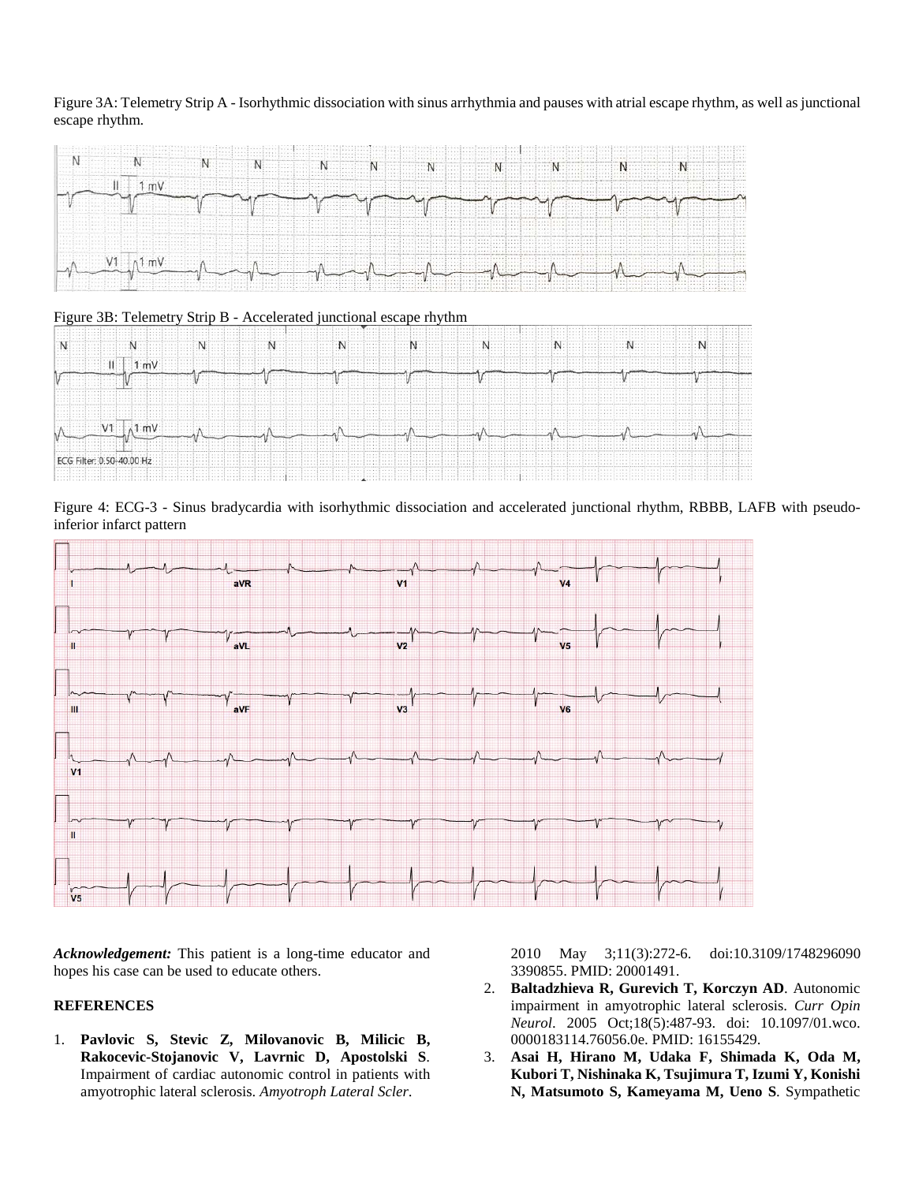Figure 3A: Telemetry Strip A - Isorhythmic dissociation with sinus arrhythmia and pauses with atrial escape rhythm, as well as junctional escape rhythm.

Figure 3B: Telemetry Strip B - Accelerated junctional escape rhythm

Figure 4: ECG-3 - Sinus bradycardia with isorhythmic dissociation and accelerated junctional rhythm, RBBB, LAFB with pseudo-inferior infarct pattern

***Acknowledgement:*** This patient is a long-time educator and hopes his case can be used to educate others.

## REFERENCES

1. **Pavlovic S, Stevic Z, Milovanovic B, Milicic B, Rakocevic-Stojanovic V, Lavrnic D, Apostolski S**. Impairment of cardiac autonomic control in patients with amyotrophic lateral sclerosis. *Amyotroph Lateral Scler*. 2010 May 3;11(3):272-6. doi:10.3109/17482960903390855. PMID: 20001491.
2. **Baltadzhieva R, Gurevich T, Korczyn AD**. Autonomic impairment in amyotrophic lateral sclerosis. *Curr Opin Neurol*. 2005 Oct;18(5):487-93. doi: 10.1097/01.wco.0000183114.76056.0e. PMID: 16155429.
3. **Asai H, Hirano M, Udaka F, Shimada K, Oda M, Kubori T, Nishinaka K, Tsujimura T, Izumi Y, Konishi N, Matsumoto S, Kameyama M, Ueno S**. Sympathetic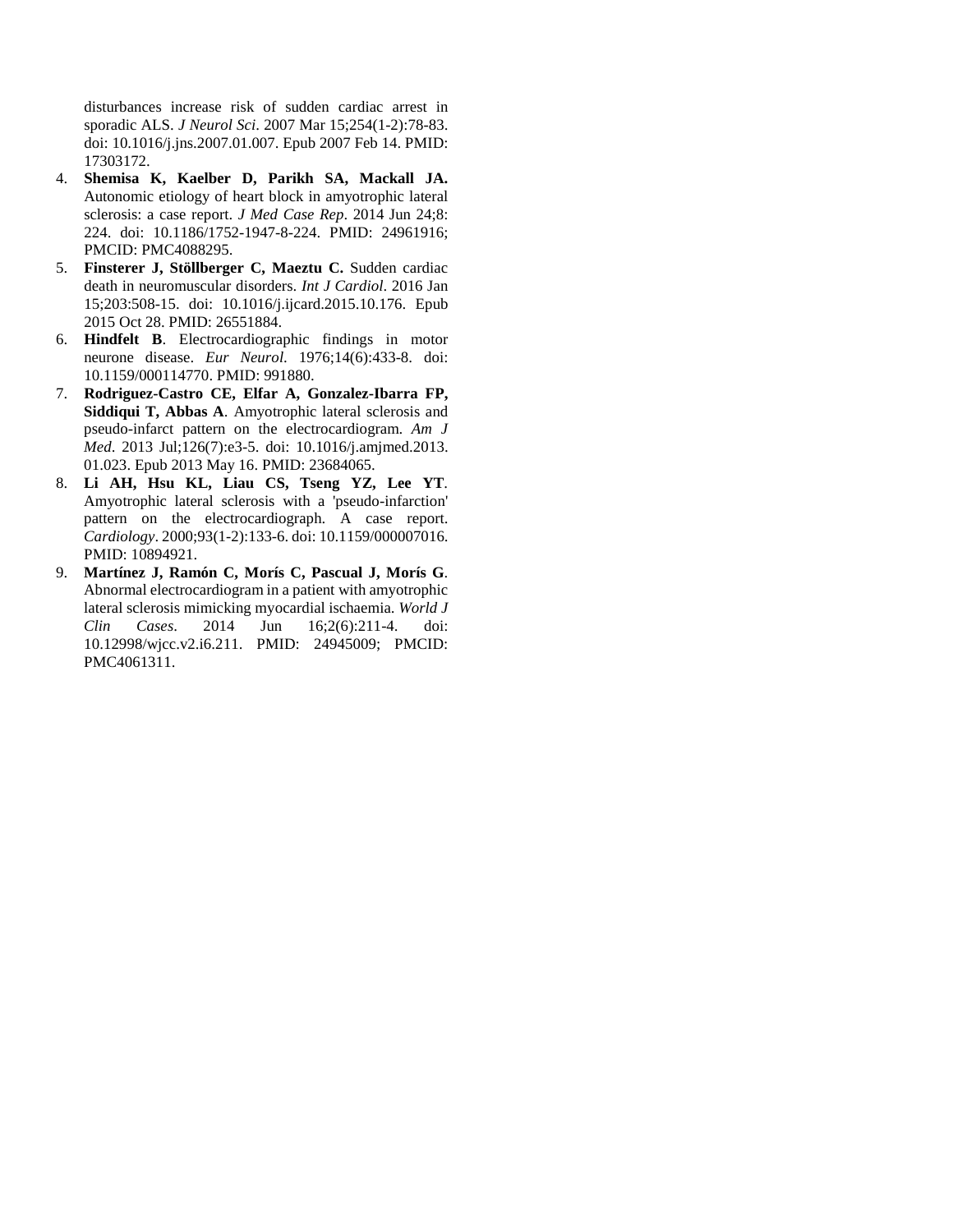disturbances increase risk of sudden cardiac arrest in sporadic ALS. *J Neurol Sci*. 2007 Mar 15;254(1-2):78-83. doi: 10.1016/j.jns.2007.01.007. Epub 2007 Feb 14. PMID: 17303172.

4. **Shemisa K, Kaelber D, Parikh SA, Mackall JA.** Autonomic etiology of heart block in amyotrophic lateral sclerosis: a case report. *J Med Case Rep*. 2014 Jun 24;8: 224. doi: 10.1186/1752-1947-8-224. PMID: 24961916; PMCID: PMC4088295.
5. **Finsterer J, Stöllberger C, Maeztu C.** Sudden cardiac death in neuromuscular disorders. *Int J Cardiol*. 2016 Jan 15;203:508-15. doi: 10.1016/j.ijcard.2015.10.176. Epub 2015 Oct 28. PMID: 26551884.
6. **Hindfelt B**. Electrocardiographic findings in motor neurone disease. *Eur Neurol*. 1976;14(6):433-8. doi: 10.1159/000114770. PMID: 991880.
7. **Rodriguez-Castro CE, Elfar A, Gonzalez-Ibarra FP, Siddiqui T, Abbas A**. Amyotrophic lateral sclerosis and pseudo-infarct pattern on the electrocardiogram. *Am J Med*. 2013 Jul;126(7):e3-5. doi: 10.1016/j.amjmed.2013. 01.023. Epub 2013 May 16. PMID: 23684065.
8. **Li AH, Hsu KL, Liau CS, Tseng YZ, Lee YT**. Amyotrophic lateral sclerosis with a 'pseudo-infarction' pattern on the electrocardiograph. A case report. *Cardiology*. 2000;93(1-2):133-6. doi: 10.1159/000007016. PMID: 10894921.
9. **Martínez J, Ramón C, Morís C, Pascual J, Morís G**. Abnormal electrocardiogram in a patient with amyotrophic lateral sclerosis mimicking myocardial ischaemia. *World J Clin Cases*. 2014 Jun 16;2(6):211-4. doi: 10.12998/wjcc.v2.i6.211. PMID: 24945009; PMCID: PMC4061311.